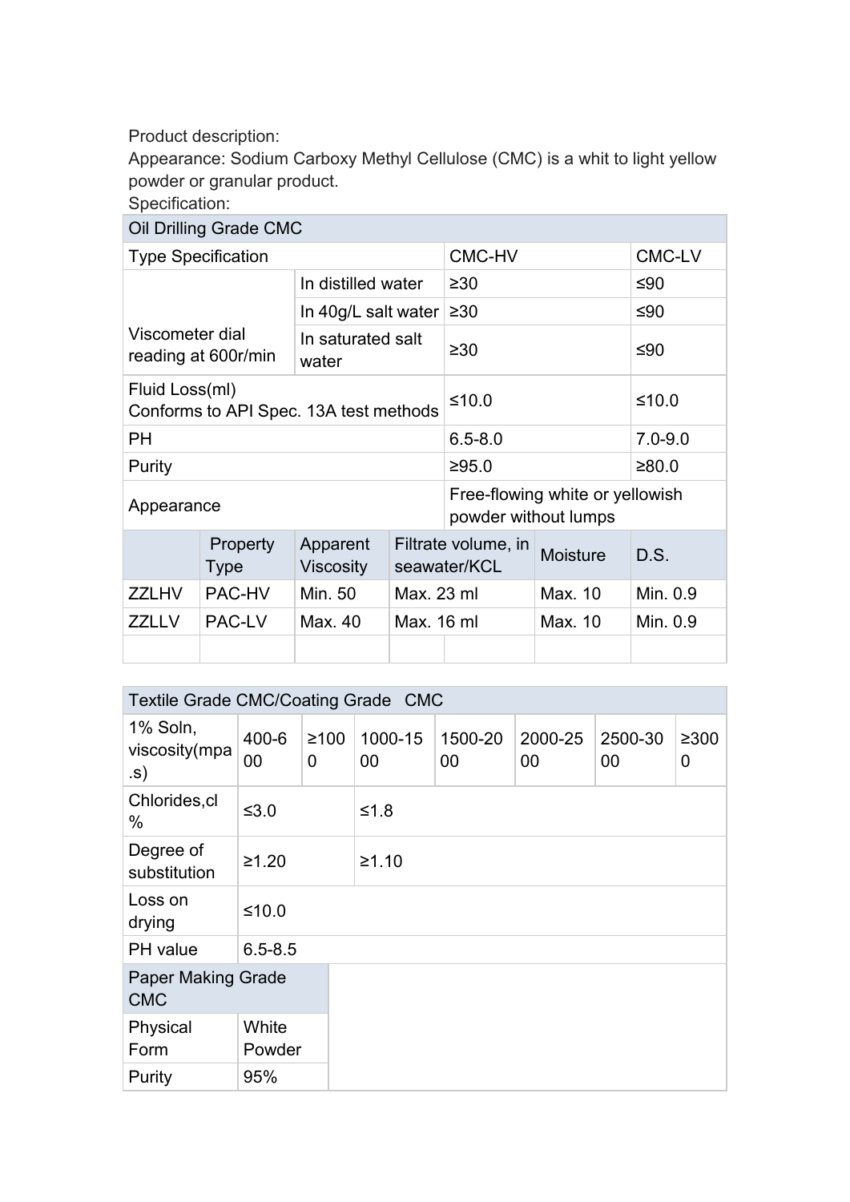Product description:
Appearance: Sodium Carboxy Methyl Cellulose (CMC) is a whit to light yellow powder or granular product.
Specification:

| Oil Drilling Grade CMC | | | |
|---|---|---|---|
| Type Specification | | CMC-HV | CMC-LV |
| Viscometer dial reading at 600r/min | In distilled water | ≥30 | ≤90 |
| | In 40g/L salt water | ≥30 | ≤90 |
| | In saturated salt water | ≥30 | ≤90 |
| Fluid Loss(ml) Conforms to API Spec. 13A test methods | | ≤10.0 | ≤10.0 |
| PH | | 6.5-8.0 | 7.0-9.0 |
| Purity | | ≥95.0 | ≥80.0 |
| Appearance | | Free-flowing white or yellowish powder without lumps | |

| | Property Type | Apparent Viscosity | Filtrate volume, in seawater/KCL | Moisture | D.S. |
|---|---|---|---|---|---|
| ZZLHV | PAC-HV | Min. 50 | Max. 23 ml | Max. 10 | Min. 0.9 |
| ZZLLV | PAC-LV | Max. 40 | Max. 16 ml | Max. 10 | Min. 0.9 |
| | | | | | |

| Textile Grade CMC/Coating Grade CMC | | | | | | | |
|---|---|---|---|---|---|---|---|
| 1% Soln, viscosity(mpa.s) | 400-600 | ≥1000 | 1000-1500 | 1500-2000 | 2000-2500 | 2500-3000 | ≥3000 |
| Chlorides,cl % | ≤3.0 | | ≤1.8 | | | | |
| Degree of substitution | ≥1.20 | | ≥1.10 | | | | |
| Loss on drying | ≤10.0 | | | | | | |
| PH value | 6.5-8.5 | | | | | | |

| Paper Making Grade CMC | |
|---|---|
| Physical Form | White Powder |
| Purity | 95% |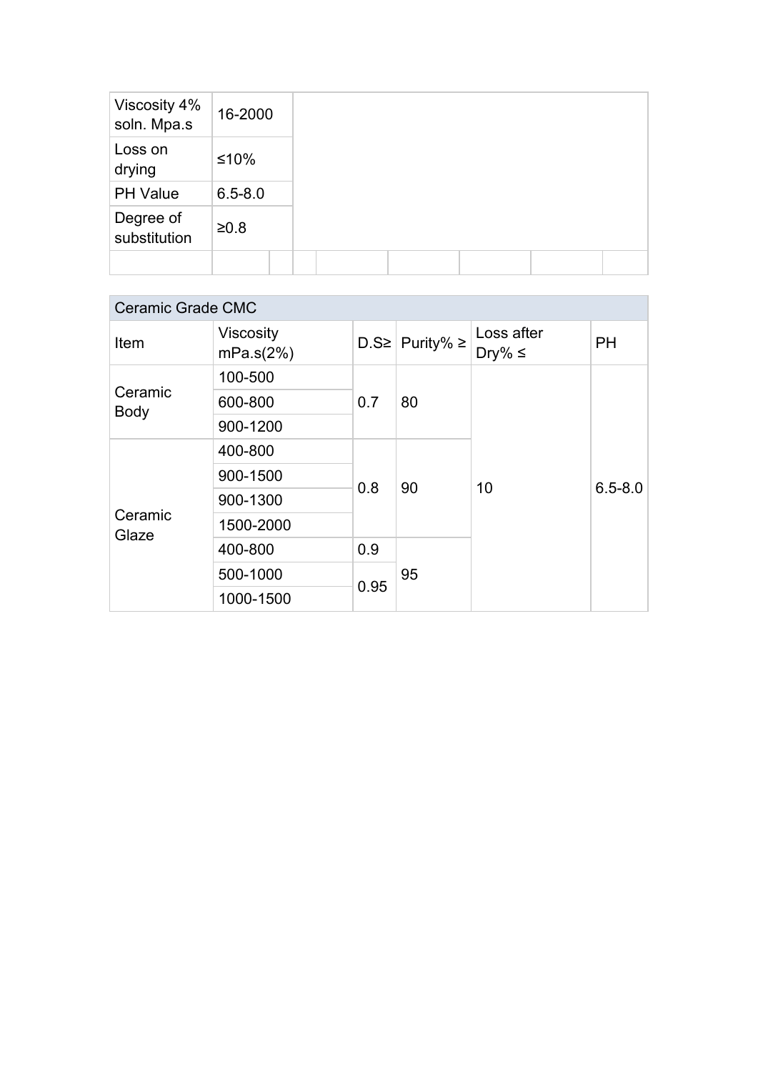| | |
|---|---|
| Viscosity 4% soln. Mpa.s | 16-2000 |
| Loss on drying | ≤10% |
| PH Value | 6.5-8.0 |
| Degree of substitution | ≥0.8 |

| Ceramic Grade CMC | | | | | |
|---|---|---|---|---|---|
| Item | Viscosity mPa.s(2%) | D.S≥ | Purity% ≥ | Loss after Dry% ≤ | PH |
| Ceramic Body | 100-500 | 0.7 | 80 | 10 | 6.5-8.0 |
| | 600-800 | | | | |
| | 900-1200 | | | | |
| Ceramic Glaze | 400-800 | 0.8 | 90 | | |
| | 900-1500 | | | | |
| | 900-1300 | | | | |
| | 1500-2000 | | | | |
| | 400-800 | 0.9 | 95 | | |
| | 500-1000 | 0.95 | | | |
| | 1000-1500 | | | | |